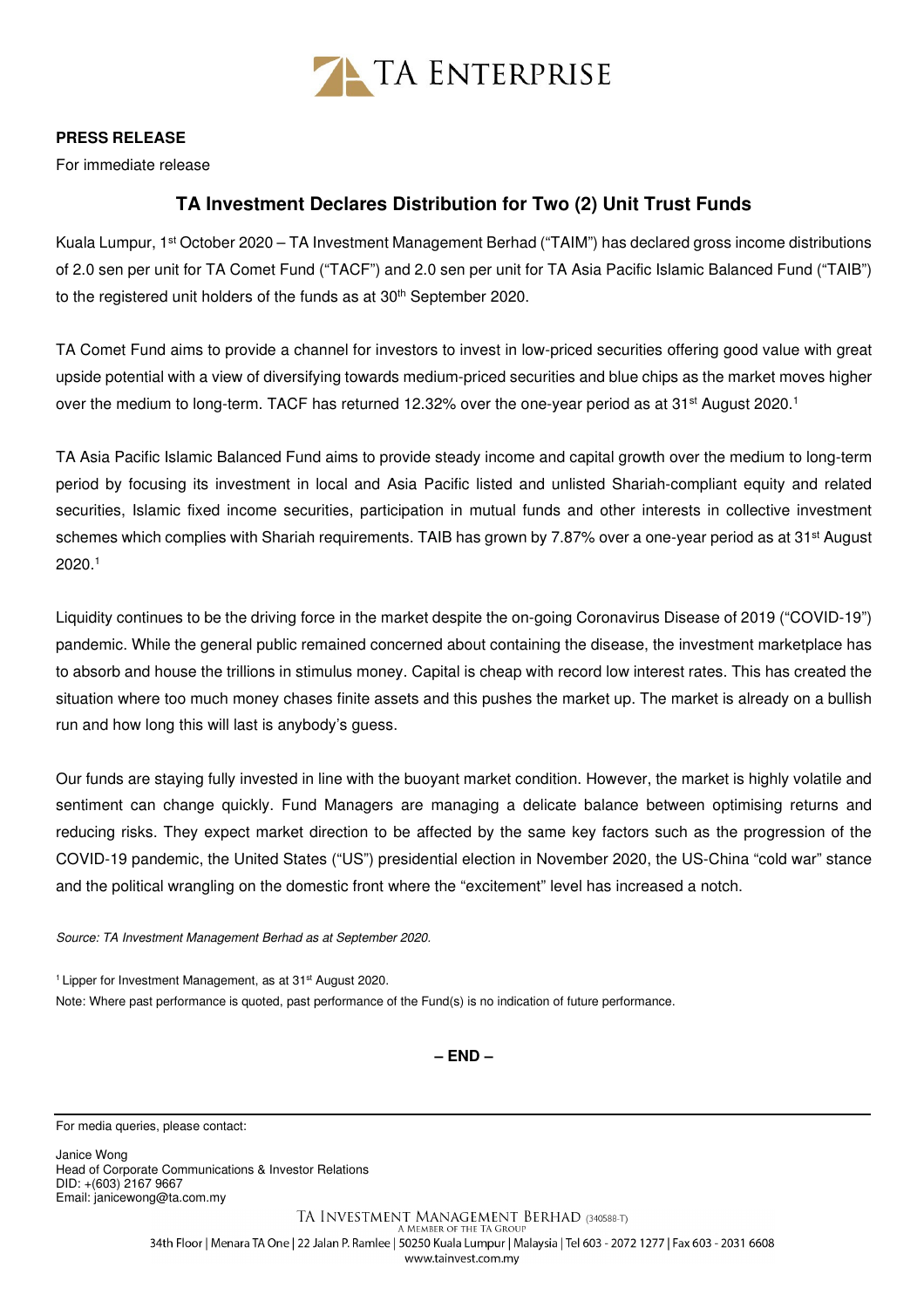**PRESS RELEASE**

For immediate release

## TA Investment Declares Distribution for Two (2) Unit Trust Funds

Kuala Lumpur, 1st October 2020 – TA Investment Management Berhad ("TAIM") has declared gross income distributions of 2.0 sen per unit for TA Comet Fund ("TACF") and 2.0 sen per unit for TA Asia Pacific Islamic Balanced Fund ("TAIB") to the registered unit holders of the funds as at 30th September 2020.

TA Comet Fund aims to provide a channel for investors to invest in low-priced securities offering good value with great upside potential with a view of diversifying towards medium-priced securities and blue chips as the market moves higher over the medium to long-term. TACF has returned 12.32% over the one-year period as at 31st August 2020.[1]

TA Asia Pacific Islamic Balanced Fund aims to provide steady income and capital growth over the medium to long-term period by focusing its investment in local and Asia Pacific listed and unlisted Shariah-compliant equity and related securities, Islamic fixed income securities, participation in mutual funds and other interests in collective investment schemes which complies with Shariah requirements. TAIB has grown by 7.87% over a one-year period as at 31st August 2020.[1]

Liquidity continues to be the driving force in the market despite the on-going Coronavirus Disease of 2019 ("COVID-19") pandemic. While the general public remained concerned about containing the disease, the investment marketplace has to absorb and house the trillions in stimulus money. Capital is cheap with record low interest rates. This has created the situation where too much money chases finite assets and this pushes the market up. The market is already on a bullish run and how long this will last is anybody's guess.

Our funds are staying fully invested in line with the buoyant market condition. However, the market is highly volatile and sentiment can change quickly. Fund Managers are managing a delicate balance between optimising returns and reducing risks. They expect market direction to be affected by the same key factors such as the progression of the COVID-19 pandemic, the United States ("US") presidential election in November 2020, the US-China "cold war" stance and the political wrangling on the domestic front where the "excitement" level has increased a notch.

*Source: TA Investment Management Berhad as at September 2020.*

[1] Lipper for Investment Management, as at 31st August 2020.

Note: Where past performance is quoted, past performance of the Fund(s) is no indication of future performance.

**– END –**

---

For media queries, please contact:

Janice Wong
Head of Corporate Communications & Investor Relations
DID: +(603) 2167 9667
Email: janicewong@ta.com.my

TA INVESTMENT MANAGEMENT BERHAD (340588-T)
A MEMBER OF THE TA GROUP
34th Floor | Menara TA One | 22 Jalan P. Ramlee | 50250 Kuala Lumpur | Malaysia | Tel 603 - 2072 1277 | Fax 603 - 2031 6608
www.tainvest.com.my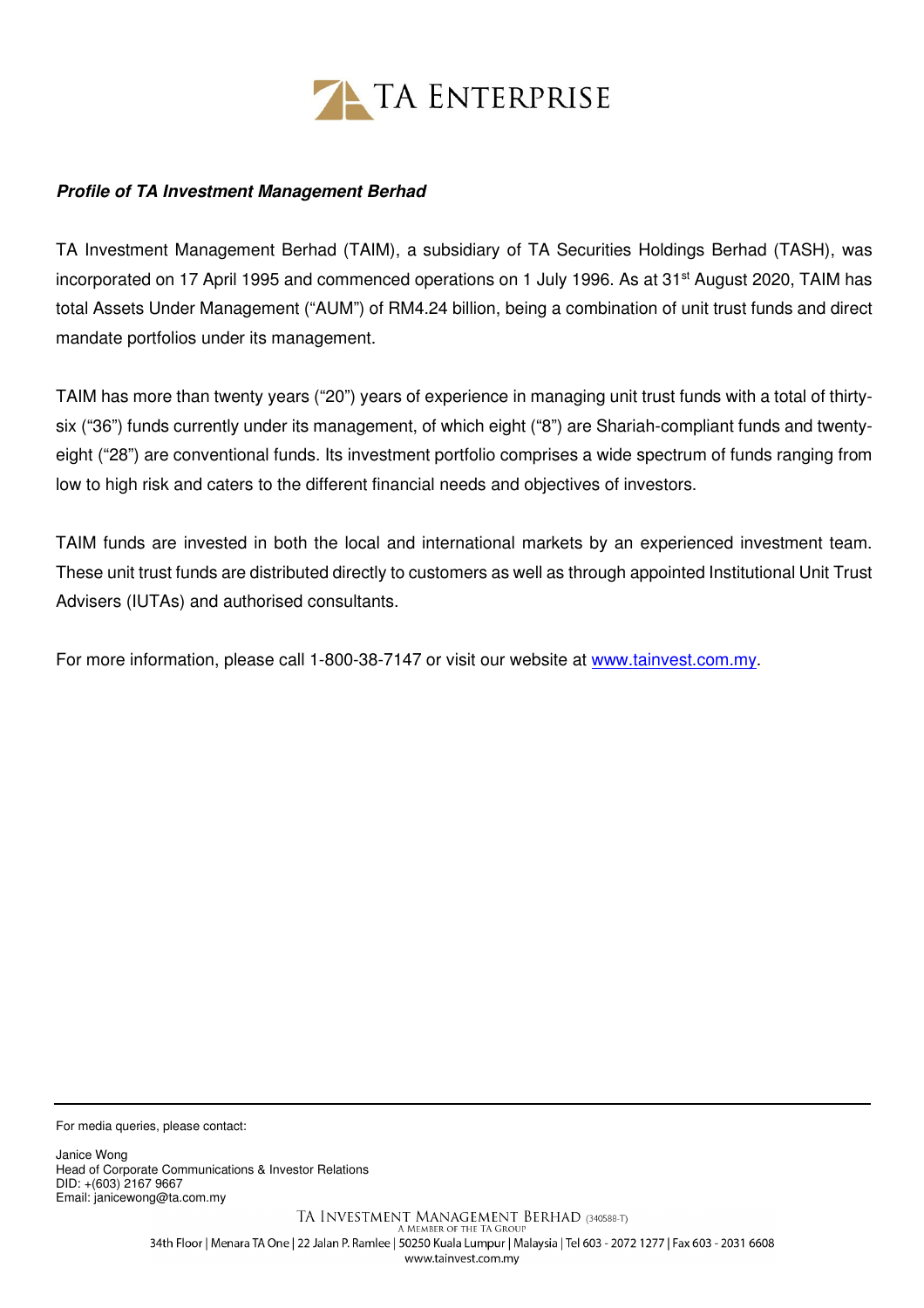***Profile of TA Investment Management Berhad***

TA Investment Management Berhad (TAIM), a subsidiary of TA Securities Holdings Berhad (TASH), was incorporated on 17 April 1995 and commenced operations on 1 July 1996. As at 31st August 2020, TAIM has total Assets Under Management ("AUM") of RM4.24 billion, being a combination of unit trust funds and direct mandate portfolios under its management.

TAIM has more than twenty years ("20") years of experience in managing unit trust funds with a total of thirty-six ("36") funds currently under its management, of which eight ("8") are Shariah-compliant funds and twenty-eight ("28") are conventional funds. Its investment portfolio comprises a wide spectrum of funds ranging from low to high risk and caters to the different financial needs and objectives of investors.

TAIM funds are invested in both the local and international markets by an experienced investment team. These unit trust funds are distributed directly to customers as well as through appointed Institutional Unit Trust Advisers (IUTAs) and authorised consultants.

For more information, please call 1-800-38-7147 or visit our website at [www.tainvest.com.my](www.tainvest.com.my).

---

For media queries, please contact:

Janice Wong
Head of Corporate Communications & Investor Relations
DID: +(603) 2167 9667
Email: janicewong@ta.com.my

TA INVESTMENT MANAGEMENT BERHAD (340588-T)
A MEMBER OF THE TA GROUP
34th Floor | Menara TA One | 22 Jalan P. Ramlee | 50250 Kuala Lumpur | Malaysia | Tel 603 - 2072 1277 | Fax 603 - 2031 6608
www.tainvest.com.my